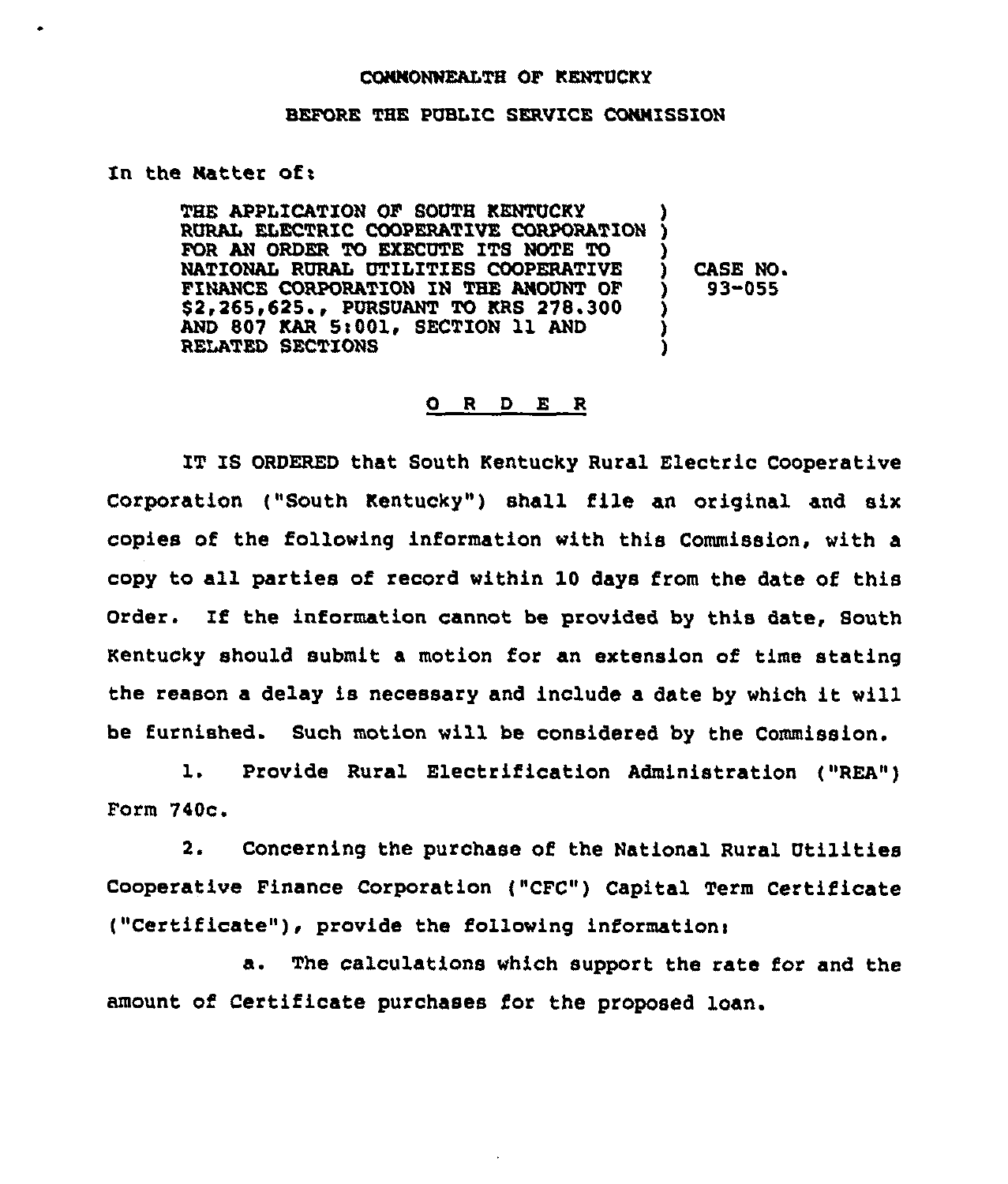COMMONWEALTH OF KENTUCKY

BEFORE THE PUBLIC SERVICE COMMISSION

In the Matter of:

| | | |
|---|---|---|
| THE APPLICATION OF SOUTH KENTUCKY RURAL ELECTRIC COOPERATIVE CORPORATION FOR AN ORDER TO EXECUTE ITS NOTE TO NATIONAL RURAL UTILITIES COOPERATIVE FINANCE CORPORATION IN THE AMOUNT OF $2,265,625., PURSUANT TO KRS 278.300 AND 807 KAR 5:001, SECTION 11 AND RELATED SECTIONS | ) | CASE NO. 93-055 |

## O R D E R

IT IS ORDERED that South Kentucky Rural Electric Cooperative Corporation ("South Kentucky") shall file an original and six copies of the following information with this Commission, with a copy to all parties of record within 10 days from the date of this Order. If the information cannot be provided by this date, South Kentucky should submit a motion for an extension of time stating the reason a delay is necessary and include a date by which it will be furnished. Such motion will be considered by the Commission.

1. Provide Rural Electrification Administration ("REA") Form 740c.

2. Concerning the purchase of the National Rural Utilities Cooperative Finance Corporation ("CFC") Capital Term Certificate ("Certificate"), provide the following information:

   a. The calculations which support the rate for and the amount of Certificate purchases for the proposed loan.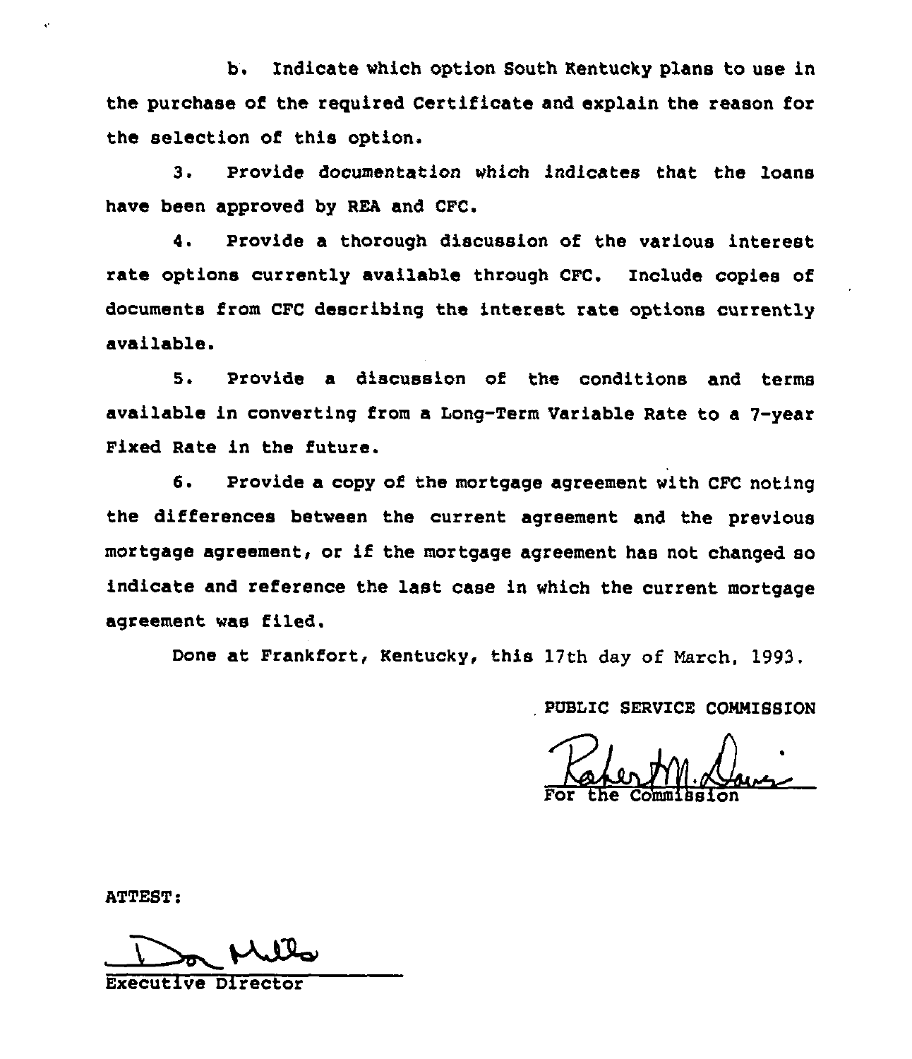b. Indicate which option South Kentucky plans to use in the purchase of the required Certificate and explain the reason for the selection of this option.

3. Provide documentation which indicates that the loans have been approved by REA and CFC.

4. Provide a thorough discussion of the various interest rate options currently available through CFC. Include copies of documents from CFC describing the interest rate options currently available.

5. Provide a discussion of the conditions and terms available in converting from a Long-Term Variable Rate to a 7-year Fixed Rate in the future.

6. Provide a copy of the mortgage agreement with CFC noting the differences between the current agreement and the previous mortgage agreement, or if the mortgage agreement has not changed so indicate and reference the last case in which the current mortgage agreement was filed.

Done at Frankfort, Kentucky, this 17th day of March, 1993.

PUBLIC SERVICE COMMISSION

For the Commission

ATTEST:

Executive Director